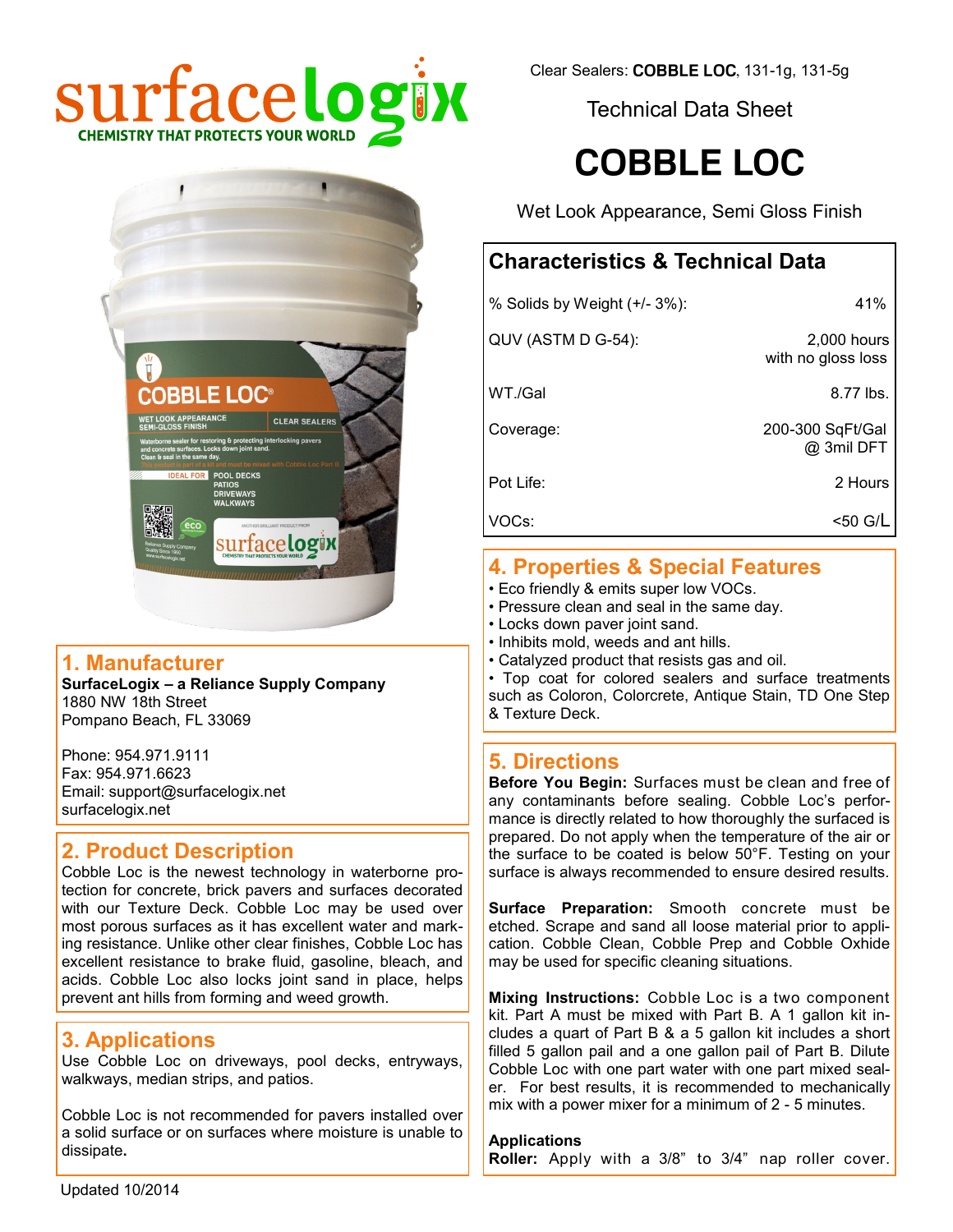surfacelogix
CHEMISTRY THAT PROTECTS YOUR WORLD

Clear Sealers: **COBBLE LOC**, 131-1g, 131-5g

Technical Data Sheet

# COBBLE LOC

Wet Look Appearance, Semi Gloss Finish

## Characteristics & Technical Data

| | |
|---|---|
| % Solids by Weight (+/- 3%): | 41% |
| QUV (ASTM D G-54): | 2,000 hours with no gloss loss |
| WT./Gal | 8.77 lbs. |
| Coverage: | 200-300 SqFt/Gal @ 3mil DFT |
| Pot Life: | 2 Hours |
| VOCs: | <50 G/L |

## 1. Manufacturer

**SurfaceLogix – a Reliance Supply Company**
1880 NW 18th Street
Pompano Beach, FL 33069

Phone: 954.971.9111
Fax: 954.971.6623
Email: support@surfacelogix.net
surfacelogix.net

## 2. Product Description

Cobble Loc is the newest technology in waterborne protection for concrete, brick pavers and surfaces decorated with our Texture Deck. Cobble Loc may be used over most porous surfaces as it has excellent water and marking resistance. Unlike other clear finishes, Cobble Loc has excellent resistance to brake fluid, gasoline, bleach, and acids. Cobble Loc also locks joint sand in place, helps prevent ant hills from forming and weed growth.

## 3. Applications

Use Cobble Loc on driveways, pool decks, entryways, walkways, median strips, and patios.

Cobble Loc is not recommended for pavers installed over a solid surface or on surfaces where moisture is unable to dissipate.

## 4. Properties & Special Features

- Eco friendly & emits super low VOCs.
- Pressure clean and seal in the same day.
- Locks down paver joint sand.
- Inhibits mold, weeds and ant hills.
- Catalyzed product that resists gas and oil.
- Top coat for colored sealers and surface treatments such as Coloron, Colorcrete, Antique Stain, TD One Step & Texture Deck.

## 5. Directions

**Before You Begin:** Surfaces must be clean and free of any contaminants before sealing. Cobble Loc's performance is directly related to how thoroughly the surfaced is prepared. Do not apply when the temperature of the air or the surface to be coated is below 50°F. Testing on your surface is always recommended to ensure desired results.

**Surface Preparation:** Smooth concrete must be etched. Scrape and sand all loose material prior to application. Cobble Clean, Cobble Prep and Cobble Oxhide may be used for specific cleaning situations.

**Mixing Instructions:** Cobble Loc is a two component kit. Part A must be mixed with Part B. A 1 gallon kit includes a quart of Part B & a 5 gallon kit includes a short filled 5 gallon pail and a one gallon pail of Part B. Dilute Cobble Loc with one part water with one part mixed sealer. For best results, it is recommended to mechanically mix with a power mixer for a minimum of 2 - 5 minutes.

**Applications**
**Roller:** Apply with a 3/8" to 3/4" nap roller cover.

Updated 10/2014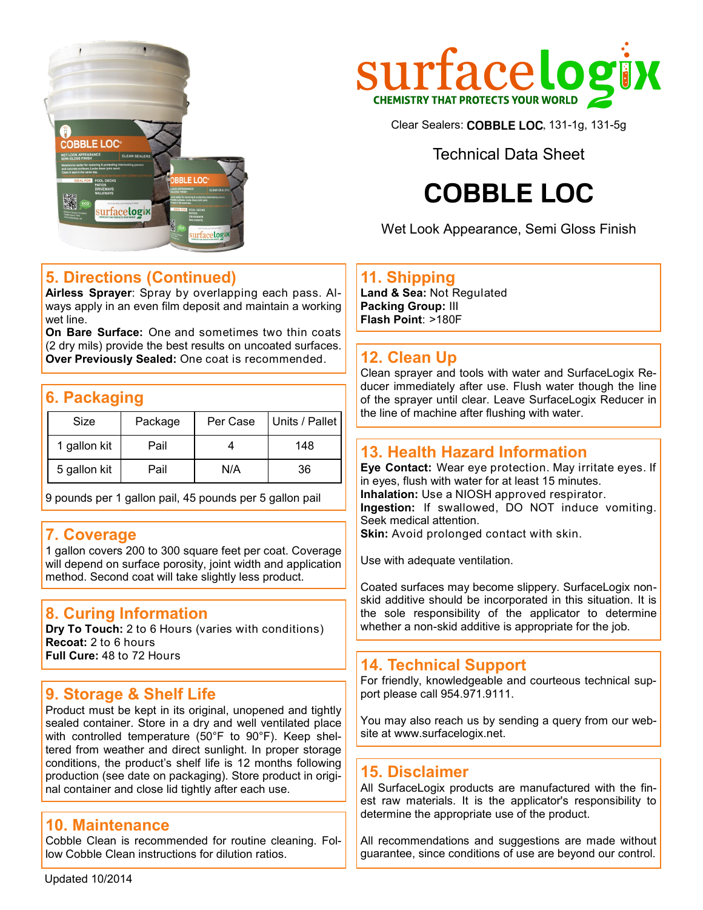surfacelogix
CHEMISTRY THAT PROTECTS YOUR WORLD

Clear Sealers: **COBBLE LOC**, 131-1g, 131-5g

Technical Data Sheet

# COBBLE LOC

Wet Look Appearance, Semi Gloss Finish

## 5. Directions (Continued)

**Airless Sprayer**: Spray by overlapping each pass. Always apply in an even film deposit and maintain a working wet line.
**On Bare Surface:** One and sometimes two thin coats (2 dry mils) provide the best results on uncoated surfaces.
**Over Previously Sealed:** One coat is recommended.

## 6. Packaging

| Size | Package | Per Case | Units / Pallet |
|---|---|---|---|
| 1 gallon kit | Pail | 4 | 148 |
| 5 gallon kit | Pail | N/A | 36 |

9 pounds per 1 gallon pail, 45 pounds per 5 gallon pail

## 7. Coverage

1 gallon covers 200 to 300 square feet per coat. Coverage will depend on surface porosity, joint width and application method. Second coat will take slightly less product.

## 8. Curing Information

**Dry To Touch:** 2 to 6 Hours (varies with conditions)
**Recoat:** 2 to 6 hours
**Full Cure:** 48 to 72 Hours

## 9. Storage & Shelf Life

Product must be kept in its original, unopened and tightly sealed container. Store in a dry and well ventilated place with controlled temperature (50°F to 90°F). Keep sheltered from weather and direct sunlight. In proper storage conditions, the product's shelf life is 12 months following production (see date on packaging). Store product in original container and close lid tightly after each use.

## 10. Maintenance

Cobble Clean is recommended for routine cleaning. Follow Cobble Clean instructions for dilution ratios.

## 11. Shipping

**Land & Sea:** Not Regulated
**Packing Group:** III
**Flash Point**: >180F

## 12. Clean Up

Clean sprayer and tools with water and SurfaceLogix Reducer immediately after use. Flush water though the line of the sprayer until clear. Leave SurfaceLogix Reducer in the line of machine after flushing with water.

## 13. Health Hazard Information

**Eye Contact:** Wear eye protection. May irritate eyes. If in eyes, flush with water for at least 15 minutes.
**Inhalation:** Use a NIOSH approved respirator.
**Ingestion:** If swallowed, DO NOT induce vomiting. Seek medical attention.
**Skin:** Avoid prolonged contact with skin.

Use with adequate ventilation.

Coated surfaces may become slippery. SurfaceLogix non-skid additive should be incorporated in this situation. It is the sole responsibility of the applicator to determine whether a non-skid additive is appropriate for the job.

## 14. Technical Support

For friendly, knowledgeable and courteous technical support please call 954.971.9111.

You may also reach us by sending a query from our website at www.surfacelogix.net.

## 15. Disclaimer

All SurfaceLogix products are manufactured with the finest raw materials. It is the applicator's responsibility to determine the appropriate use of the product.

All recommendations and suggestions are made without guarantee, since conditions of use are beyond our control.

Updated 10/2014